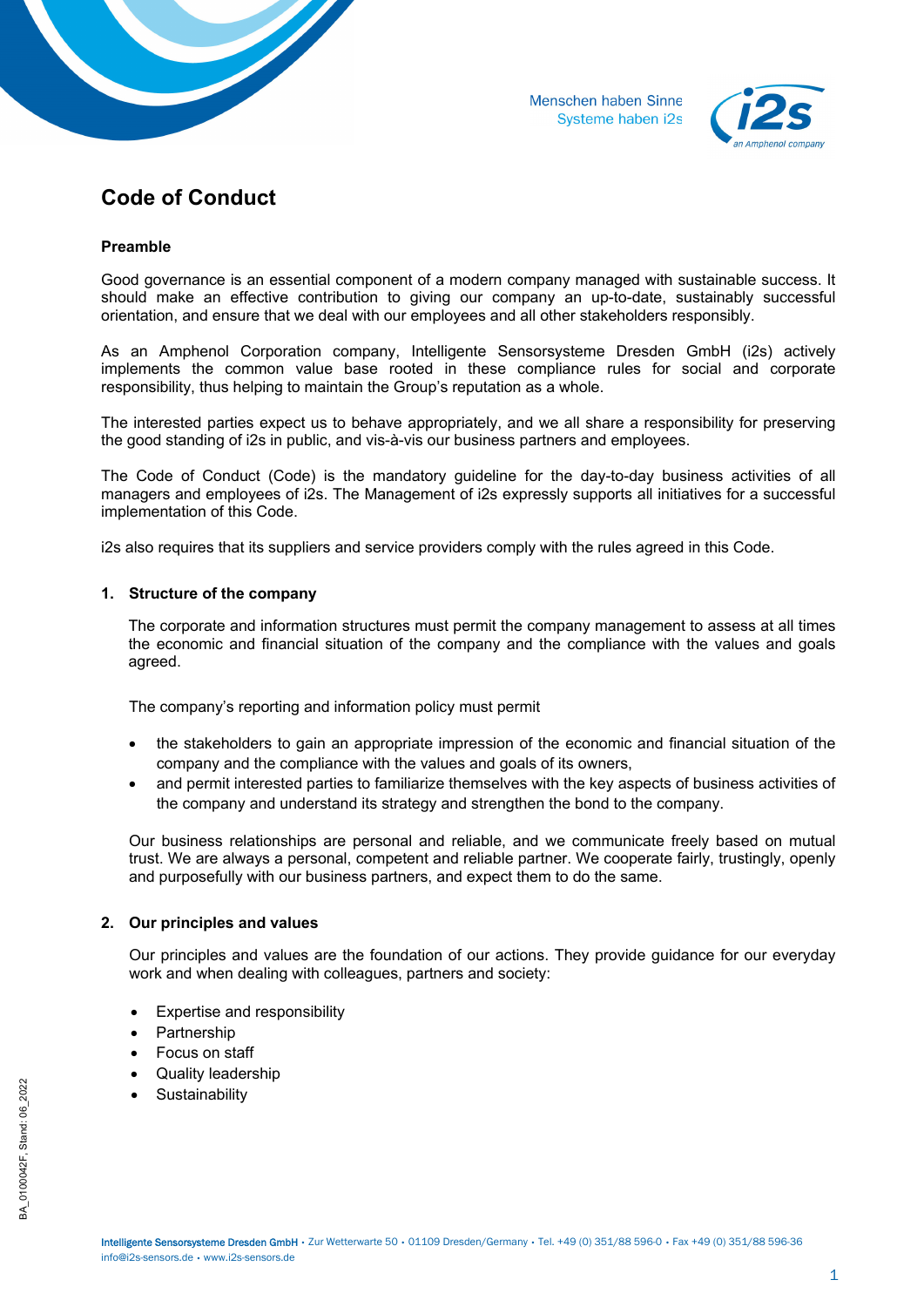# Code of Conduct

## Preamble

Good governance is an essential component of a modern company managed with sustainable success. It should make an effective contribution to giving our company an up-to-date, sustainably successful orientation, and ensure that we deal with our employees and all other stakeholders responsibly.

As an Amphenol Corporation company, Intelligente Sensorsysteme Dresden GmbH (i2s) actively implements the common value base rooted in these compliance rules for social and corporate responsibility, thus helping to maintain the Group's reputation as a whole.

The interested parties expect us to behave appropriately, and we all share a responsibility for preserving the good standing of i2s in public, and vis-à-vis our business partners and employees.

The Code of Conduct (Code) is the mandatory guideline for the day-to-day business activities of all managers and employees of i2s. The Management of i2s expressly supports all initiatives for a successful implementation of this Code.

i2s also requires that its suppliers and service providers comply with the rules agreed in this Code.

## 1. Structure of the company

The corporate and information structures must permit the company management to assess at all times the economic and financial situation of the company and the compliance with the values and goals agreed.

The company's reporting and information policy must permit

- the stakeholders to gain an appropriate impression of the economic and financial situation of the company and the compliance with the values and goals of its owners,
- and permit interested parties to familiarize themselves with the key aspects of business activities of the company and understand its strategy and strengthen the bond to the company.

Our business relationships are personal and reliable, and we communicate freely based on mutual trust. We are always a personal, competent and reliable partner. We cooperate fairly, trustingly, openly and purposefully with our business partners, and expect them to do the same.

## 2. Our principles and values

Our principles and values are the foundation of our actions. They provide guidance for our everyday work and when dealing with colleagues, partners and society:

- Expertise and responsibility
- Partnership
- Focus on staff
- Quality leadership
- Sustainability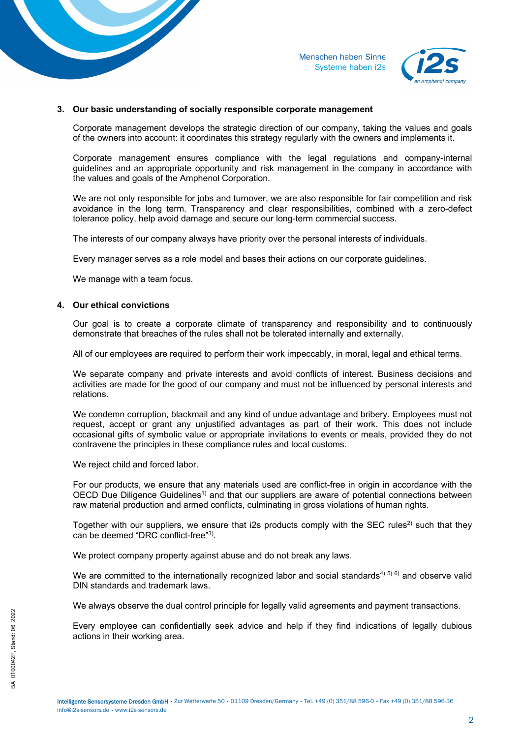## 3. Our basic understanding of socially responsible corporate management

Corporate management develops the strategic direction of our company, taking the values and goals of the owners into account: it coordinates this strategy regularly with the owners and implements it.

Corporate management ensures compliance with the legal regulations and company-internal guidelines and an appropriate opportunity and risk management in the company in accordance with the values and goals of the Amphenol Corporation.

We are not only responsible for jobs and turnover, we are also responsible for fair competition and risk avoidance in the long term. Transparency and clear responsibilities, combined with a zero-defect tolerance policy, help avoid damage and secure our long-term commercial success.

The interests of our company always have priority over the personal interests of individuals.

Every manager serves as a role model and bases their actions on our corporate guidelines.

We manage with a team focus.

## 4. Our ethical convictions

Our goal is to create a corporate climate of transparency and responsibility and to continuously demonstrate that breaches of the rules shall not be tolerated internally and externally.

All of our employees are required to perform their work impeccably, in moral, legal and ethical terms.

We separate company and private interests and avoid conflicts of interest. Business decisions and activities are made for the good of our company and must not be influenced by personal interests and relations.

We condemn corruption, blackmail and any kind of undue advantage and bribery. Employees must not request, accept or grant any unjustified advantages as part of their work. This does not include occasional gifts of symbolic value or appropriate invitations to events or meals, provided they do not contravene the principles in these compliance rules and local customs.

We reject child and forced labor.

For our products, we ensure that any materials used are conflict-free in origin in accordance with the OECD Due Diligence Guidelines[1)] and that our suppliers are aware of potential connections between raw material production and armed conflicts, culminating in gross violations of human rights.

Together with our suppliers, we ensure that i2s products comply with the SEC rules[2)] such that they can be deemed "DRC conflict-free"[3)].

We protect company property against abuse and do not break any laws.

We are committed to the internationally recognized labor and social standards[4) 5) 6)] and observe valid DIN standards and trademark laws.

We always observe the dual control principle for legally valid agreements and payment transactions.

Every employee can confidentially seek advice and help if they find indications of legally dubious actions in their working area.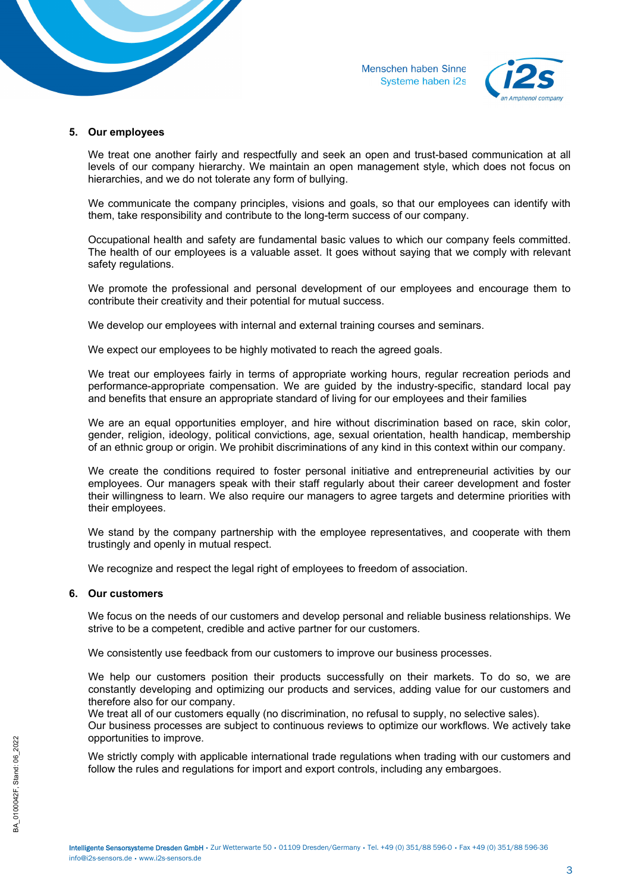## 5. Our employees

We treat one another fairly and respectfully and seek an open and trust-based communication at all levels of our company hierarchy. We maintain an open management style, which does not focus on hierarchies, and we do not tolerate any form of bullying.

We communicate the company principles, visions and goals, so that our employees can identify with them, take responsibility and contribute to the long-term success of our company.

Occupational health and safety are fundamental basic values to which our company feels committed. The health of our employees is a valuable asset. It goes without saying that we comply with relevant safety regulations.

We promote the professional and personal development of our employees and encourage them to contribute their creativity and their potential for mutual success.

We develop our employees with internal and external training courses and seminars.

We expect our employees to be highly motivated to reach the agreed goals.

We treat our employees fairly in terms of appropriate working hours, regular recreation periods and performance-appropriate compensation. We are guided by the industry-specific, standard local pay and benefits that ensure an appropriate standard of living for our employees and their families

We are an equal opportunities employer, and hire without discrimination based on race, skin color, gender, religion, ideology, political convictions, age, sexual orientation, health handicap, membership of an ethnic group or origin. We prohibit discriminations of any kind in this context within our company.

We create the conditions required to foster personal initiative and entrepreneurial activities by our employees. Our managers speak with their staff regularly about their career development and foster their willingness to learn. We also require our managers to agree targets and determine priorities with their employees.

We stand by the company partnership with the employee representatives, and cooperate with them trustingly and openly in mutual respect.

We recognize and respect the legal right of employees to freedom of association.

## 6. Our customers

We focus on the needs of our customers and develop personal and reliable business relationships. We strive to be a competent, credible and active partner for our customers.

We consistently use feedback from our customers to improve our business processes.

We help our customers position their products successfully on their markets. To do so, we are constantly developing and optimizing our products and services, adding value for our customers and therefore also for our company.
We treat all of our customers equally (no discrimination, no refusal to supply, no selective sales).
Our business processes are subject to continuous reviews to optimize our workflows. We actively take opportunities to improve.

We strictly comply with applicable international trade regulations when trading with our customers and follow the rules and regulations for import and export controls, including any embargoes.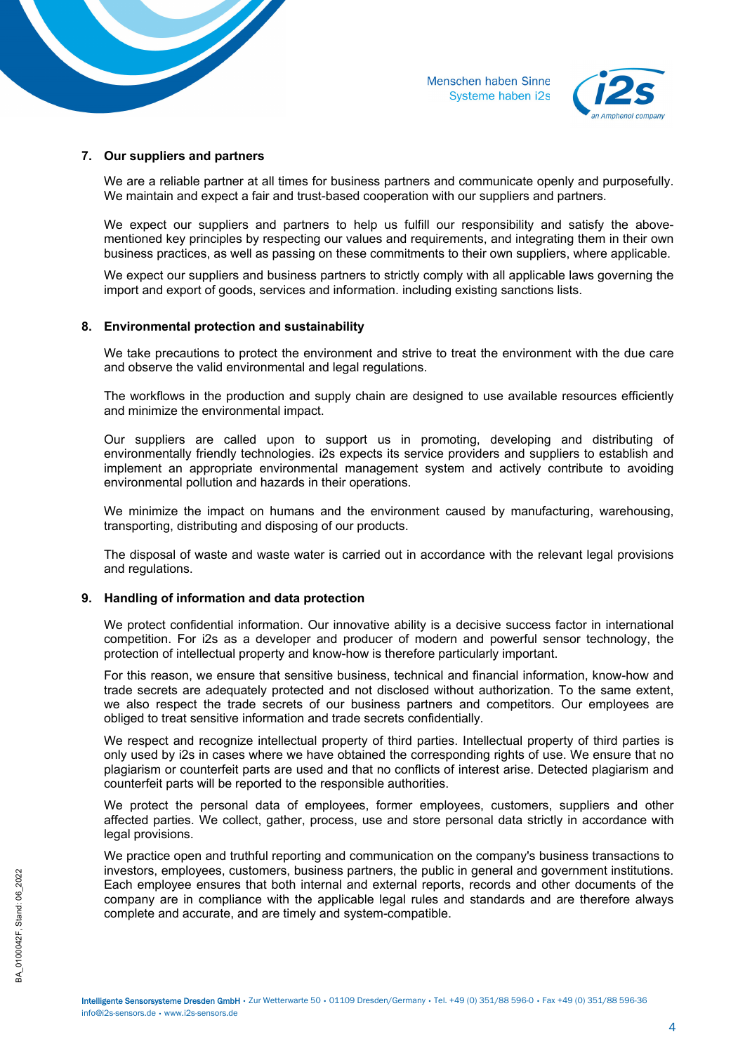## 7. Our suppliers and partners

We are a reliable partner at all times for business partners and communicate openly and purposefully. We maintain and expect a fair and trust-based cooperation with our suppliers and partners.

We expect our suppliers and partners to help us fulfill our responsibility and satisfy the above-mentioned key principles by respecting our values and requirements, and integrating them in their own business practices, as well as passing on these commitments to their own suppliers, where applicable.

We expect our suppliers and business partners to strictly comply with all applicable laws governing the import and export of goods, services and information. including existing sanctions lists.

## 8. Environmental protection and sustainability

We take precautions to protect the environment and strive to treat the environment with the due care and observe the valid environmental and legal regulations.

The workflows in the production and supply chain are designed to use available resources efficiently and minimize the environmental impact.

Our suppliers are called upon to support us in promoting, developing and distributing of environmentally friendly technologies. i2s expects its service providers and suppliers to establish and implement an appropriate environmental management system and actively contribute to avoiding environmental pollution and hazards in their operations.

We minimize the impact on humans and the environment caused by manufacturing, warehousing, transporting, distributing and disposing of our products.

The disposal of waste and waste water is carried out in accordance with the relevant legal provisions and regulations.

## 9. Handling of information and data protection

We protect confidential information. Our innovative ability is a decisive success factor in international competition. For i2s as a developer and producer of modern and powerful sensor technology, the protection of intellectual property and know-how is therefore particularly important.

For this reason, we ensure that sensitive business, technical and financial information, know-how and trade secrets are adequately protected and not disclosed without authorization. To the same extent, we also respect the trade secrets of our business partners and competitors. Our employees are obliged to treat sensitive information and trade secrets confidentially.

We respect and recognize intellectual property of third parties. Intellectual property of third parties is only used by i2s in cases where we have obtained the corresponding rights of use. We ensure that no plagiarism or counterfeit parts are used and that no conflicts of interest arise. Detected plagiarism and counterfeit parts will be reported to the responsible authorities.

We protect the personal data of employees, former employees, customers, suppliers and other affected parties. We collect, gather, process, use and store personal data strictly in accordance with legal provisions.

We practice open and truthful reporting and communication on the company's business transactions to investors, employees, customers, business partners, the public in general and government institutions. Each employee ensures that both internal and external reports, records and other documents of the company are in compliance with the applicable legal rules and standards and are therefore always complete and accurate, and are timely and system-compatible.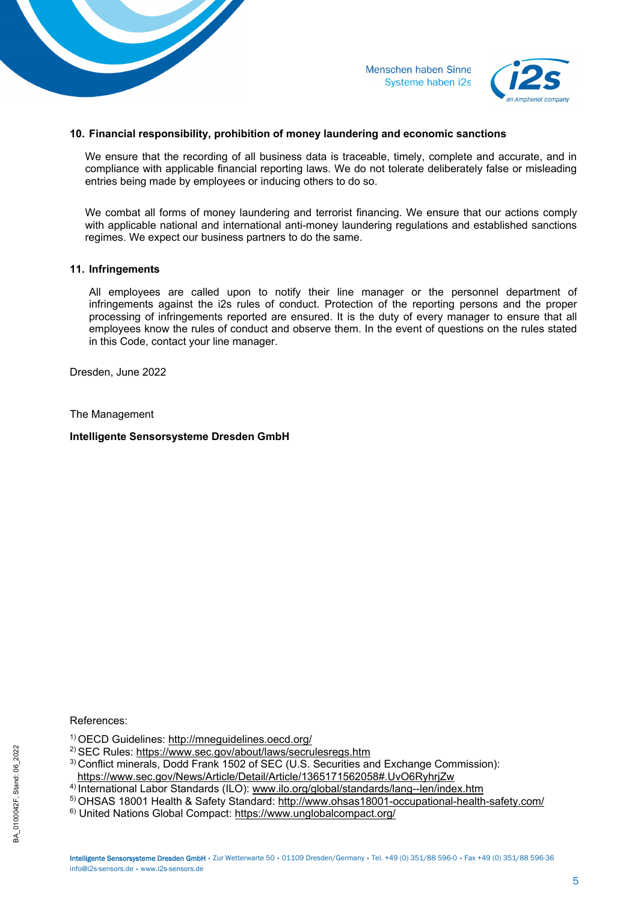## 10. Financial responsibility, prohibition of money laundering and economic sanctions

We ensure that the recording of all business data is traceable, timely, complete and accurate, and in compliance with applicable financial reporting laws. We do not tolerate deliberately false or misleading entries being made by employees or inducing others to do so.

We combat all forms of money laundering and terrorist financing. We ensure that our actions comply with applicable national and international anti-money laundering regulations and established sanctions regimes. We expect our business partners to do the same.

## 11. Infringements

All employees are called upon to notify their line manager or the personnel department of infringements against the i2s rules of conduct. Protection of the reporting persons and the proper processing of infringements reported are ensured. It is the duty of every manager to ensure that all employees know the rules of conduct and observe them. In the event of questions on the rules stated in this Code, contact your line manager.

Dresden, June 2022

The Management

**Intelligente Sensorsysteme Dresden GmbH**

References:

[1] OECD Guidelines: http://mneguidelines.oecd.org/
[2] SEC Rules: https://www.sec.gov/about/laws/secrulesregs.htm
[3] Conflict minerals, Dodd Frank 1502 of SEC (U.S. Securities and Exchange Commission): https://www.sec.gov/News/Article/Detail/Article/1365171562058#.UvO6RyhrjZw
[4] International Labor Standards (ILO): www.ilo.org/global/standards/lang--len/index.htm
[5] OHSAS 18001 Health & Safety Standard: http://www.ohsas18001-occupational-health-safety.com/
[6] United Nations Global Compact: https://www.unglobalcompact.org/